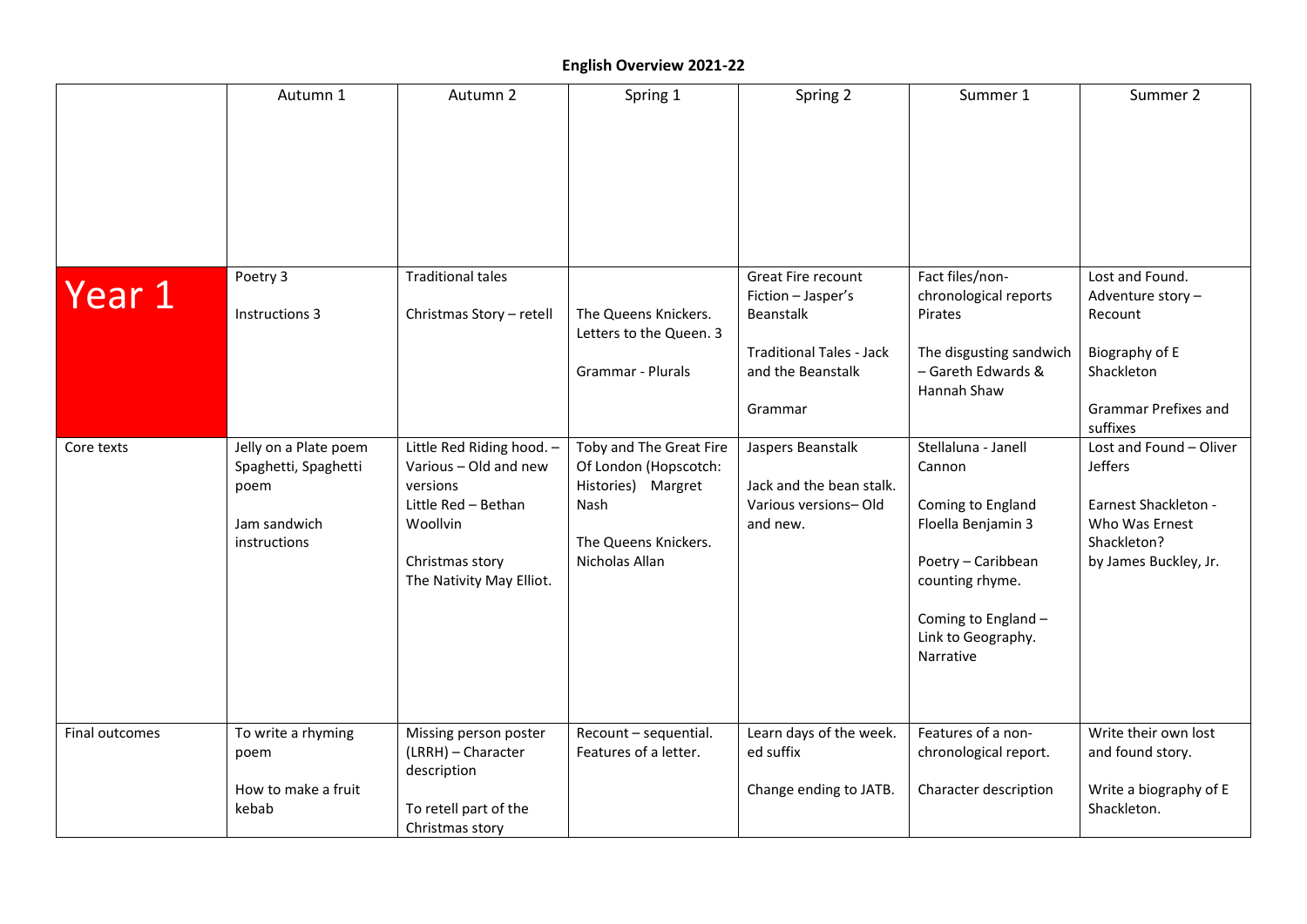# English Overview 2021-22

| | Autumn 1 | Autumn 2 | Spring 1 | Spring 2 | Summer 1 | Summer 2 |
|---|---|---|---|---|---|---|
| Year 1 | Poetry 3<br><br>Instructions 3 | Traditional tales<br><br>Christmas Story – retell | The Queens Knickers. Letters to the Queen. 3<br><br>Grammar - Plurals | Great Fire recount Fiction – Jasper's Beanstalk<br><br>Traditional Tales - Jack and the Beanstalk<br><br>Grammar | Fact files/non-chronological reports Pirates<br><br>The disgusting sandwich – Gareth Edwards & Hannah Shaw | Lost and Found. Adventure story – Recount<br><br>Biography of E Shackleton<br><br>Grammar Prefixes and suffixes |
| Core texts | Jelly on a Plate poem Spaghetti, Spaghetti poem<br><br>Jam sandwich instructions | Little Red Riding hood. – Various – Old and new versions<br>Little Red – Bethan Woollvin<br><br>Christmas story The Nativity May Elliot. | Toby and The Great Fire Of London (Hopscotch: Histories) Margret Nash<br><br>The Queens Knickers. Nicholas Allan | Jaspers Beanstalk<br><br>Jack and the bean stalk. Various versions– Old and new. | Stellaluna - Janell Cannon<br><br>Coming to England Floella Benjamin 3<br><br>Poetry – Caribbean counting rhyme.<br><br>Coming to England – Link to Geography. Narrative | Lost and Found – Oliver Jeffers<br><br>Earnest Shackleton - Who Was Ernest Shackleton? by James Buckley, Jr. |
| Final outcomes | To write a rhyming poem<br><br>How to make a fruit kebab | Missing person poster (LRRH) – Character description<br><br>To retell part of the Christmas story | Recount – sequential. Features of a letter. | Learn days of the week. ed suffix<br><br>Change ending to JATB. | Features of a non-chronological report.<br><br>Character description | Write their own lost and found story.<br><br>Write a biography of E Shackleton. |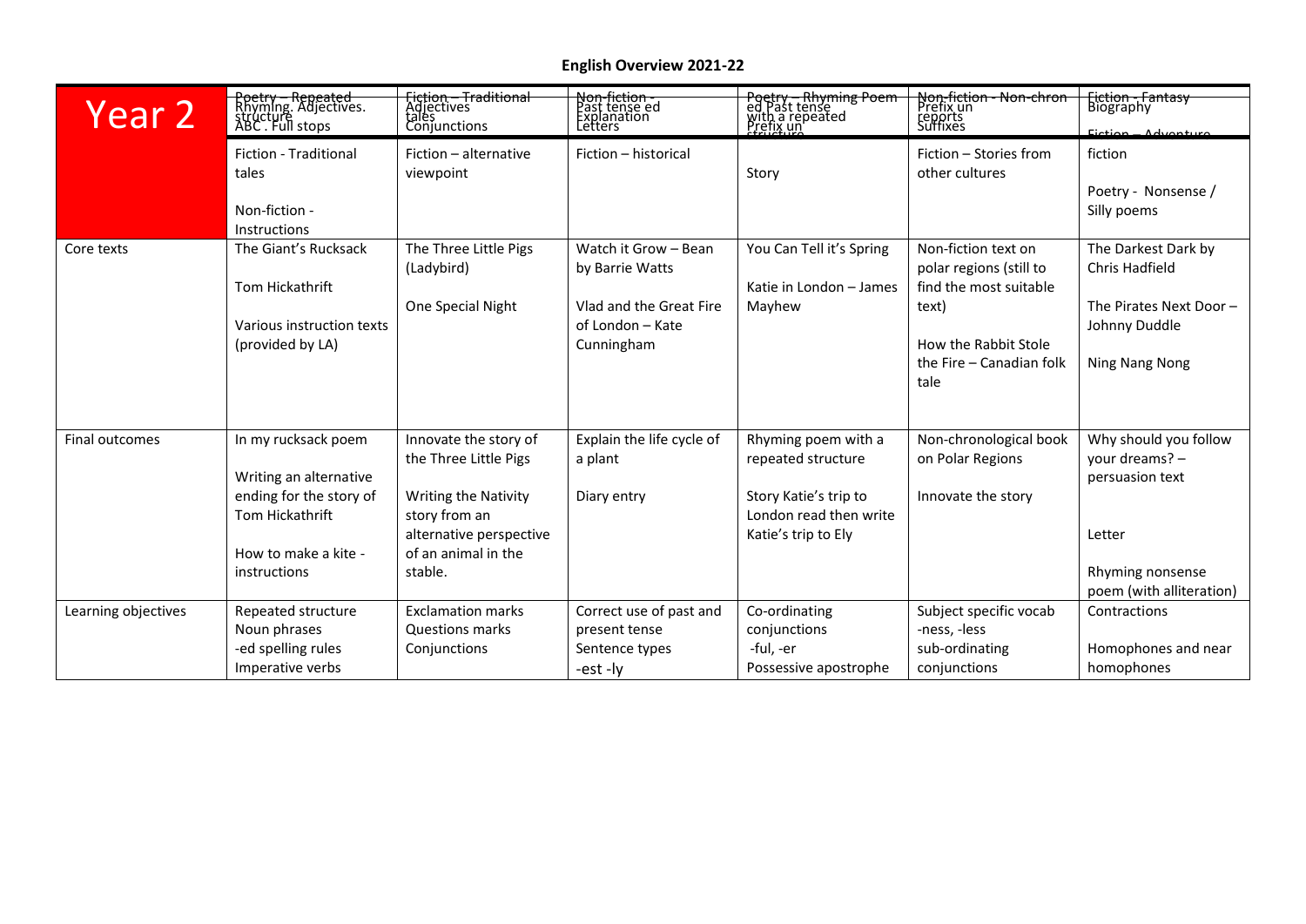## English Overview 2021-22

| Year 2 | Poetry – Repeated Rhyming. Adjectives. structure ABC . Full stops | Fiction – Traditional Adjectives tales Conjunctions | Non-fiction - Past tense ed Explanation Letters | Poetry – Rhyming Poem ed Past tense with a repeated Prefix un structure | Non-fiction - Non-chron Prefix un reports Suffixes | Fiction - Fantasy Biography Fiction – Adventure |
|---|---|---|---|---|---|---|
| | Fiction - Traditional tales<br><br>Non-fiction - Instructions | Fiction – alternative viewpoint | Fiction – historical | Story | Fiction – Stories from other cultures | fiction<br><br>Poetry - Nonsense / Silly poems |
| Core texts | The Giant's Rucksack<br><br>Tom Hickathrift<br><br>Various instruction texts (provided by LA) | The Three Little Pigs (Ladybird)<br><br>One Special Night | Watch it Grow – Bean by Barrie Watts<br><br>Vlad and the Great Fire of London – Kate Cunningham | You Can Tell it's Spring<br><br>Katie in London – James Mayhew | Non-fiction text on polar regions (still to find the most suitable text)<br><br>How the Rabbit Stole the Fire – Canadian folk tale | The Darkest Dark by Chris Hadfield<br><br>The Pirates Next Door – Johnny Duddle<br><br>Ning Nang Nong |
| Final outcomes | In my rucksack poem<br><br>Writing an alternative ending for the story of Tom Hickathrift<br><br>How to make a kite - instructions | Innovate the story of the Three Little Pigs<br><br>Writing the Nativity story from an alternative perspective of an animal in the stable. | Explain the life cycle of a plant<br><br>Diary entry | Rhyming poem with a repeated structure<br><br>Story Katie's trip to London read then write Katie's trip to Ely | Non-chronological book on Polar Regions<br><br>Innovate the story | Why should you follow your dreams? – persuasion text<br><br>Letter<br><br>Rhyming nonsense poem (with alliteration) |
| Learning objectives | Repeated structure<br>Noun phrases<br>-ed spelling rules<br>Imperative verbs | Exclamation marks<br>Questions marks<br>Conjunctions | Correct use of past and present tense<br>Sentence types<br>-est -ly | Co-ordinating conjunctions<br>-ful, -er<br>Possessive apostrophe | Subject specific vocab<br>-ness, -less<br>sub-ordinating conjunctions | Contractions<br><br>Homophones and near homophones |